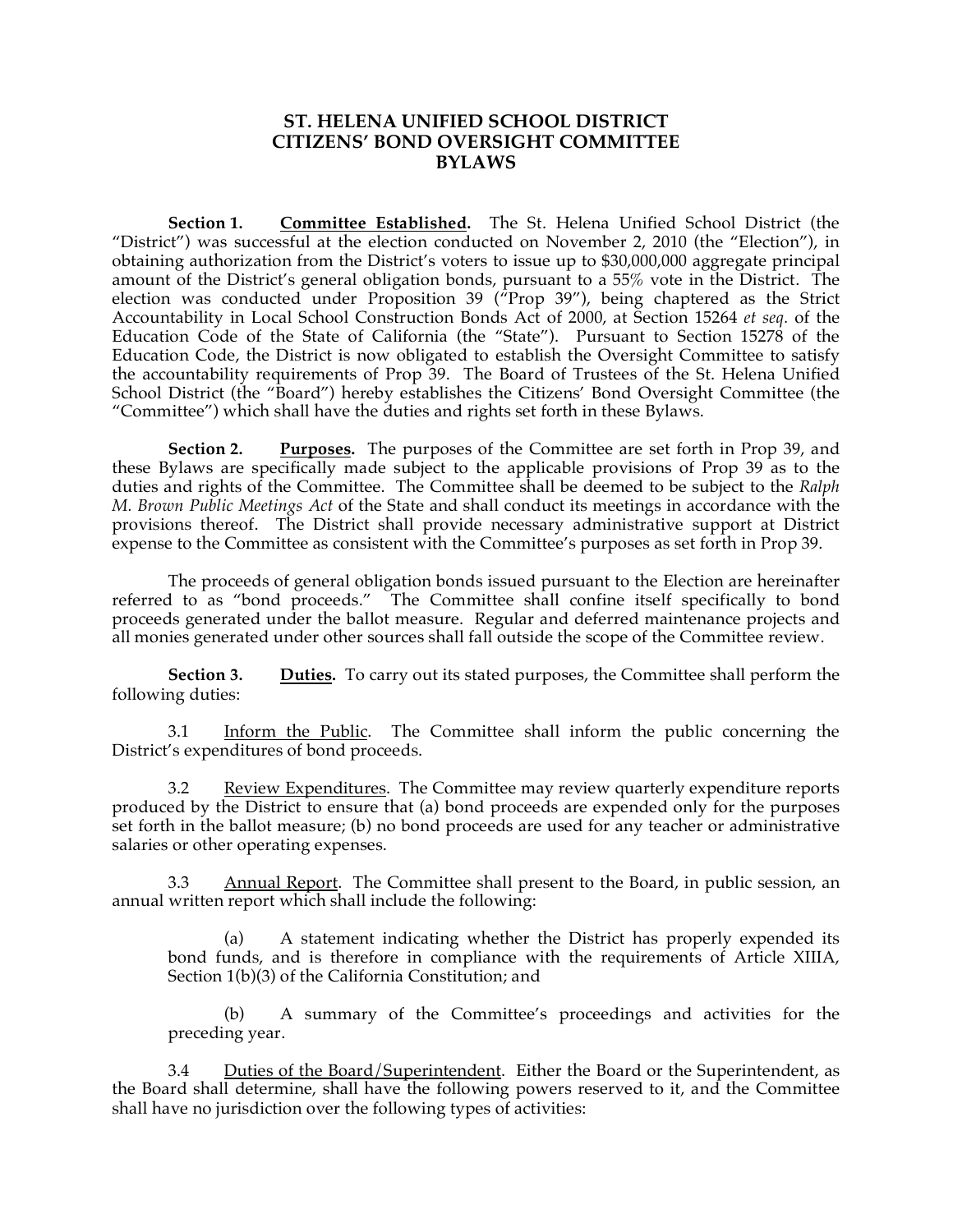# ST. HELENA UNIFIED SCHOOL DISTRICT
# CITIZENS' BOND OVERSIGHT COMMITTEE
# BYLAWS

**Section 1.** **<u>Committee Established</u>.** The St. Helena Unified School District (the "District") was successful at the election conducted on November 2, 2010 (the "Election"), in obtaining authorization from the District's voters to issue up to $30,000,000 aggregate principal amount of the District's general obligation bonds, pursuant to a 55% vote in the District. The election was conducted under Proposition 39 ("Prop 39"), being chaptered as the Strict Accountability in Local School Construction Bonds Act of 2000, at Section 15264 *et seq.* of the Education Code of the State of California (the "State"). Pursuant to Section 15278 of the Education Code, the District is now obligated to establish the Oversight Committee to satisfy the accountability requirements of Prop 39. The Board of Trustees of the St. Helena Unified School District (the "Board") hereby establishes the Citizens' Bond Oversight Committee (the "Committee") which shall have the duties and rights set forth in these Bylaws.

**Section 2.** **<u>Purposes</u>.** The purposes of the Committee are set forth in Prop 39, and these Bylaws are specifically made subject to the applicable provisions of Prop 39 as to the duties and rights of the Committee. The Committee shall be deemed to be subject to the *Ralph M. Brown Public Meetings Act* of the State and shall conduct its meetings in accordance with the provisions thereof. The District shall provide necessary administrative support at District expense to the Committee as consistent with the Committee's purposes as set forth in Prop 39.

The proceeds of general obligation bonds issued pursuant to the Election are hereinafter referred to as "bond proceeds." The Committee shall confine itself specifically to bond proceeds generated under the ballot measure. Regular and deferred maintenance projects and all monies generated under other sources shall fall outside the scope of the Committee review.

**Section 3.** **<u>Duties</u>.** To carry out its stated purposes, the Committee shall perform the following duties:

3.1 <u>Inform the Public</u>. The Committee shall inform the public concerning the District's expenditures of bond proceeds.

3.2 <u>Review Expenditures</u>. The Committee may review quarterly expenditure reports produced by the District to ensure that (a) bond proceeds are expended only for the purposes set forth in the ballot measure; (b) no bond proceeds are used for any teacher or administrative salaries or other operating expenses.

3.3 <u>Annual Report</u>. The Committee shall present to the Board, in public session, an annual written report which shall include the following:

(a) A statement indicating whether the District has properly expended its bond funds, and is therefore in compliance with the requirements of Article XIIIA, Section 1(b)(3) of the California Constitution; and

(b) A summary of the Committee's proceedings and activities for the preceding year.

3.4 <u>Duties of the Board/Superintendent</u>. Either the Board or the Superintendent, as the Board shall determine, shall have the following powers reserved to it, and the Committee shall have no jurisdiction over the following types of activities: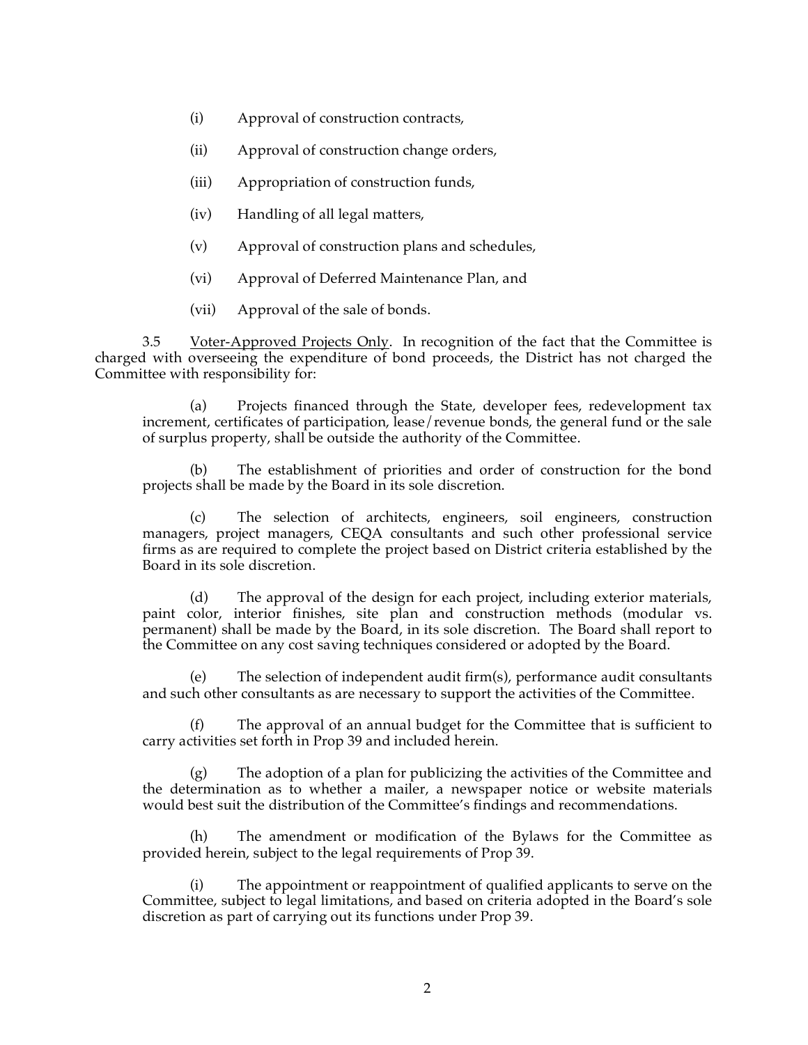(i) Approval of construction contracts,

(ii) Approval of construction change orders,

(iii) Appropriation of construction funds,

(iv) Handling of all legal matters,

(v) Approval of construction plans and schedules,

(vi) Approval of Deferred Maintenance Plan, and

(vii) Approval of the sale of bonds.

3.5 Voter-Approved Projects Only. In recognition of the fact that the Committee is charged with overseeing the expenditure of bond proceeds, the District has not charged the Committee with responsibility for:

(a) Projects financed through the State, developer fees, redevelopment tax increment, certificates of participation, lease/revenue bonds, the general fund or the sale of surplus property, shall be outside the authority of the Committee.

(b) The establishment of priorities and order of construction for the bond projects shall be made by the Board in its sole discretion.

(c) The selection of architects, engineers, soil engineers, construction managers, project managers, CEQA consultants and such other professional service firms as are required to complete the project based on District criteria established by the Board in its sole discretion.

(d) The approval of the design for each project, including exterior materials, paint color, interior finishes, site plan and construction methods (modular vs. permanent) shall be made by the Board, in its sole discretion. The Board shall report to the Committee on any cost saving techniques considered or adopted by the Board.

(e) The selection of independent audit firm(s), performance audit consultants and such other consultants as are necessary to support the activities of the Committee.

(f) The approval of an annual budget for the Committee that is sufficient to carry activities set forth in Prop 39 and included herein.

(g) The adoption of a plan for publicizing the activities of the Committee and the determination as to whether a mailer, a newspaper notice or website materials would best suit the distribution of the Committee's findings and recommendations.

(h) The amendment or modification of the Bylaws for the Committee as provided herein, subject to the legal requirements of Prop 39.

(i) The appointment or reappointment of qualified applicants to serve on the Committee, subject to legal limitations, and based on criteria adopted in the Board's sole discretion as part of carrying out its functions under Prop 39.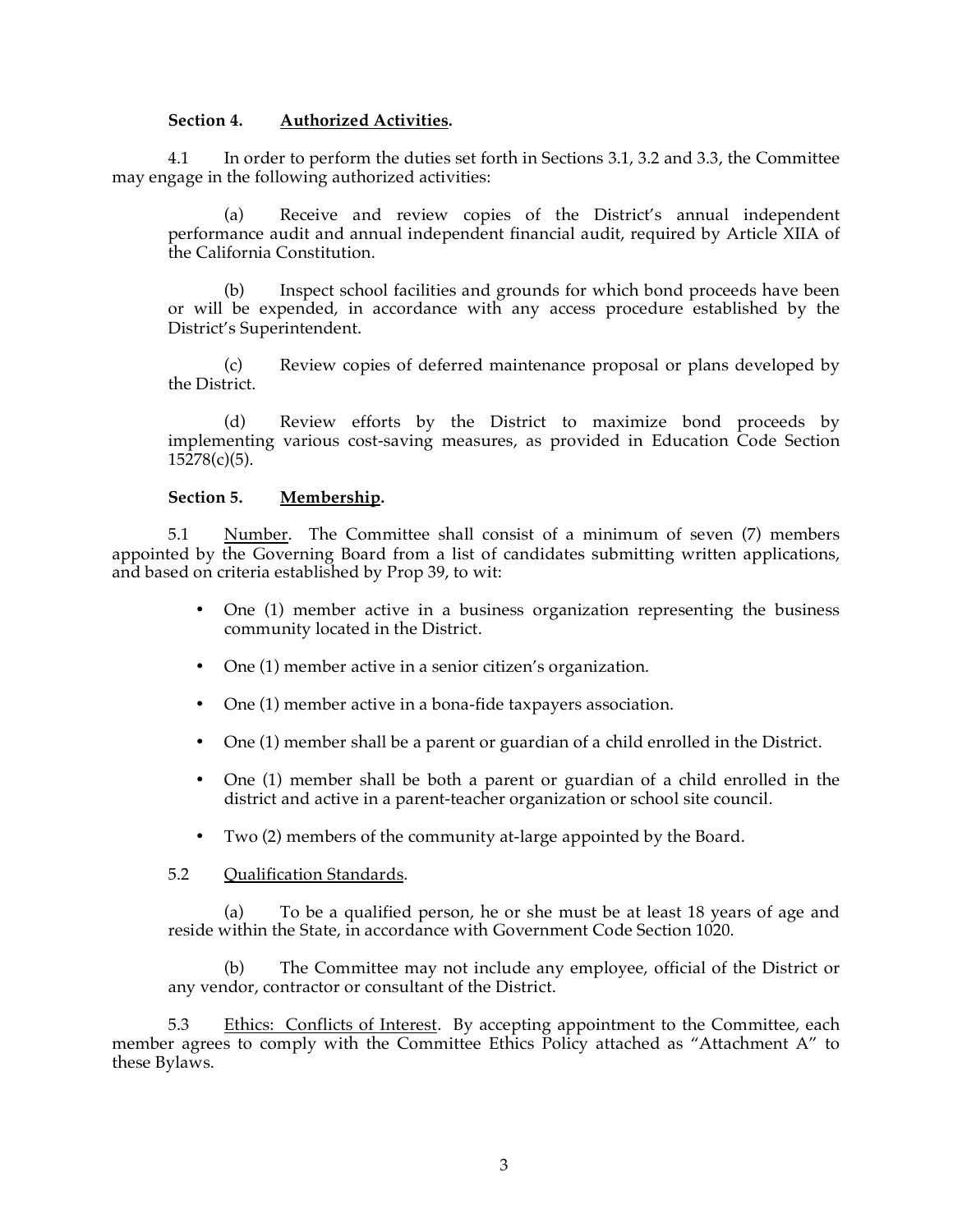**Section 4. <u>Authorized Activities</u>.**

4.1 In order to perform the duties set forth in Sections 3.1, 3.2 and 3.3, the Committee may engage in the following authorized activities:

(a) Receive and review copies of the District's annual independent performance audit and annual independent financial audit, required by Article XIIA of the California Constitution.

(b) Inspect school facilities and grounds for which bond proceeds have been or will be expended, in accordance with any access procedure established by the District's Superintendent.

(c) Review copies of deferred maintenance proposal or plans developed by the District.

(d) Review efforts by the District to maximize bond proceeds by implementing various cost-saving measures, as provided in Education Code Section 15278(c)(5).

**Section 5. <u>Membership</u>.**

5.1 <u>Number</u>. The Committee shall consist of a minimum of seven (7) members appointed by the Governing Board from a list of candidates submitting written applications, and based on criteria established by Prop 39, to wit:

- One (1) member active in a business organization representing the business community located in the District.
- One (1) member active in a senior citizen's organization.
- One (1) member active in a bona-fide taxpayers association.
- One (1) member shall be a parent or guardian of a child enrolled in the District.
- One (1) member shall be both a parent or guardian of a child enrolled in the district and active in a parent-teacher organization or school site council.
- Two (2) members of the community at-large appointed by the Board.

5.2 <u>Qualification Standards</u>.

(a) To be a qualified person, he or she must be at least 18 years of age and reside within the State, in accordance with Government Code Section 1020.

(b) The Committee may not include any employee, official of the District or any vendor, contractor or consultant of the District.

5.3 <u>Ethics: Conflicts of Interest</u>. By accepting appointment to the Committee, each member agrees to comply with the Committee Ethics Policy attached as "Attachment A" to these Bylaws.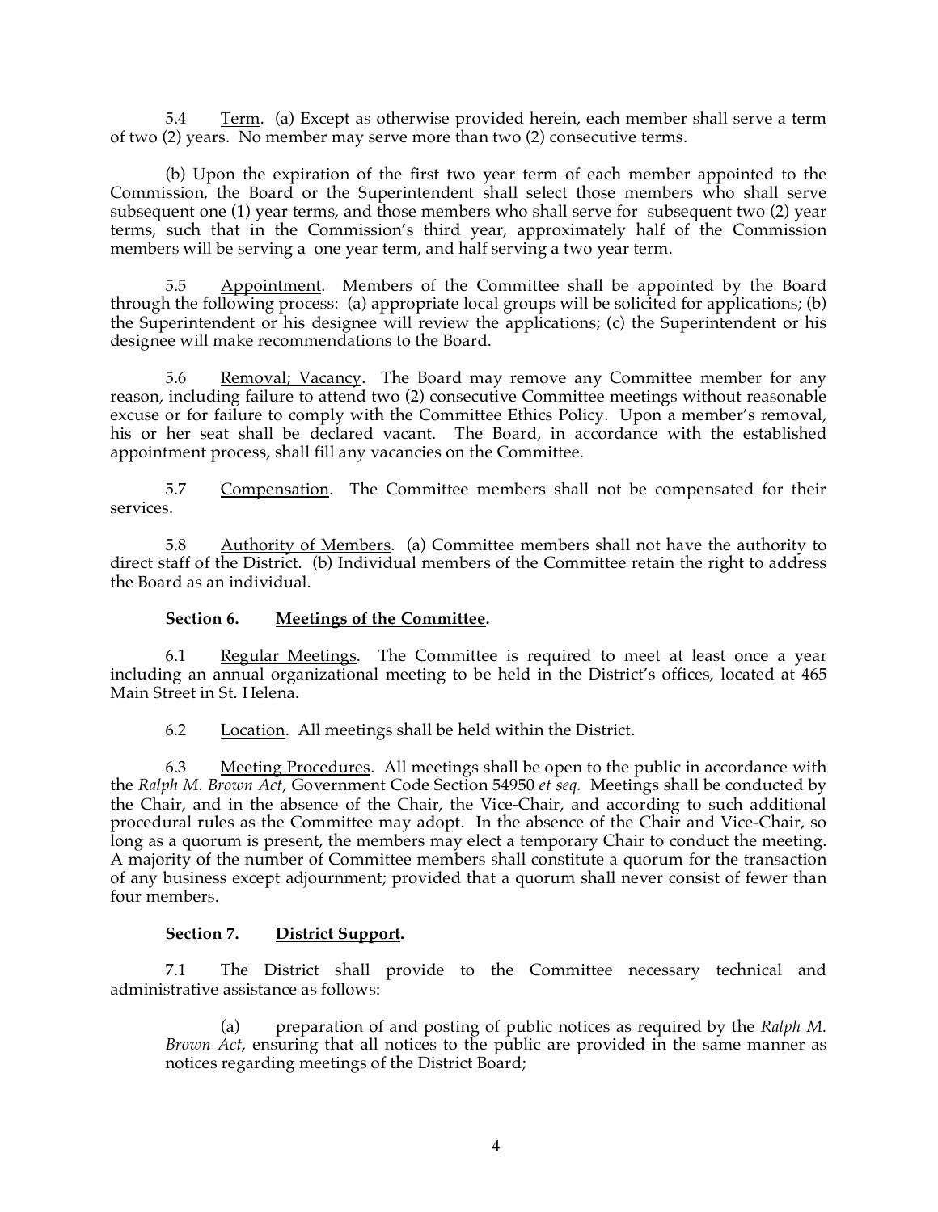5.4 Term. (a) Except as otherwise provided herein, each member shall serve a term of two (2) years. No member may serve more than two (2) consecutive terms.

(b) Upon the expiration of the first two year term of each member appointed to the Commission, the Board or the Superintendent shall select those members who shall serve subsequent one (1) year terms, and those members who shall serve for subsequent two (2) year terms, such that in the Commission's third year, approximately half of the Commission members will be serving a one year term, and half serving a two year term.

5.5 Appointment. Members of the Committee shall be appointed by the Board through the following process: (a) appropriate local groups will be solicited for applications; (b) the Superintendent or his designee will review the applications; (c) the Superintendent or his designee will make recommendations to the Board.

5.6 Removal; Vacancy. The Board may remove any Committee member for any reason, including failure to attend two (2) consecutive Committee meetings without reasonable excuse or for failure to comply with the Committee Ethics Policy. Upon a member's removal, his or her seat shall be declared vacant. The Board, in accordance with the established appointment process, shall fill any vacancies on the Committee.

5.7 Compensation. The Committee members shall not be compensated for their services.

5.8 Authority of Members. (a) Committee members shall not have the authority to direct staff of the District. (b) Individual members of the Committee retain the right to address the Board as an individual.

**Section 6. Meetings of the Committee.**

6.1 Regular Meetings. The Committee is required to meet at least once a year including an annual organizational meeting to be held in the District's offices, located at 465 Main Street in St. Helena.

6.2 Location. All meetings shall be held within the District.

6.3 Meeting Procedures. All meetings shall be open to the public in accordance with the *Ralph M. Brown Act*, Government Code Section 54950 *et seq.* Meetings shall be conducted by the Chair, and in the absence of the Chair, the Vice-Chair, and according to such additional procedural rules as the Committee may adopt. In the absence of the Chair and Vice-Chair, so long as a quorum is present, the members may elect a temporary Chair to conduct the meeting. A majority of the number of Committee members shall constitute a quorum for the transaction of any business except adjournment; provided that a quorum shall never consist of fewer than four members.

**Section 7. District Support.**

7.1 The District shall provide to the Committee necessary technical and administrative assistance as follows:

(a) preparation of and posting of public notices as required by the *Ralph M. Brown Act*, ensuring that all notices to the public are provided in the same manner as notices regarding meetings of the District Board;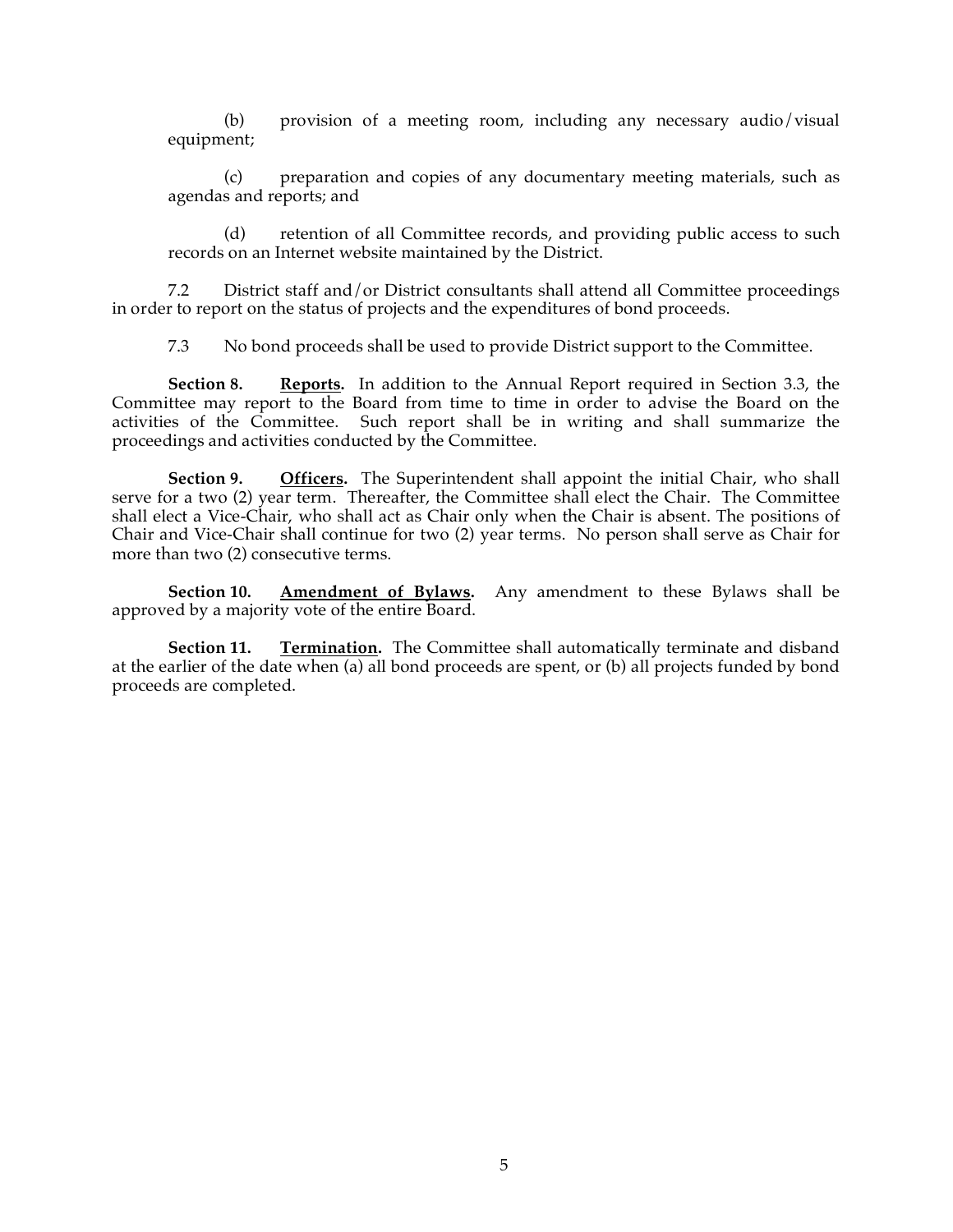(b) provision of a meeting room, including any necessary audio/visual equipment;

(c) preparation and copies of any documentary meeting materials, such as agendas and reports; and

(d) retention of all Committee records, and providing public access to such records on an Internet website maintained by the District.

7.2 District staff and/or District consultants shall attend all Committee proceedings in order to report on the status of projects and the expenditures of bond proceeds.

7.3 No bond proceeds shall be used to provide District support to the Committee.

**Section 8. <u>Reports</u>.** In addition to the Annual Report required in Section 3.3, the Committee may report to the Board from time to time in order to advise the Board on the activities of the Committee. Such report shall be in writing and shall summarize the proceedings and activities conducted by the Committee.

**Section 9. <u>Officers</u>.** The Superintendent shall appoint the initial Chair, who shall serve for a two (2) year term. Thereafter, the Committee shall elect the Chair. The Committee shall elect a Vice-Chair, who shall act as Chair only when the Chair is absent. The positions of Chair and Vice-Chair shall continue for two (2) year terms. No person shall serve as Chair for more than two (2) consecutive terms.

**Section 10. <u>Amendment of Bylaws</u>.** Any amendment to these Bylaws shall be approved by a majority vote of the entire Board.

**Section 11. <u>Termination</u>.** The Committee shall automatically terminate and disband at the earlier of the date when (a) all bond proceeds are spent, or (b) all projects funded by bond proceeds are completed.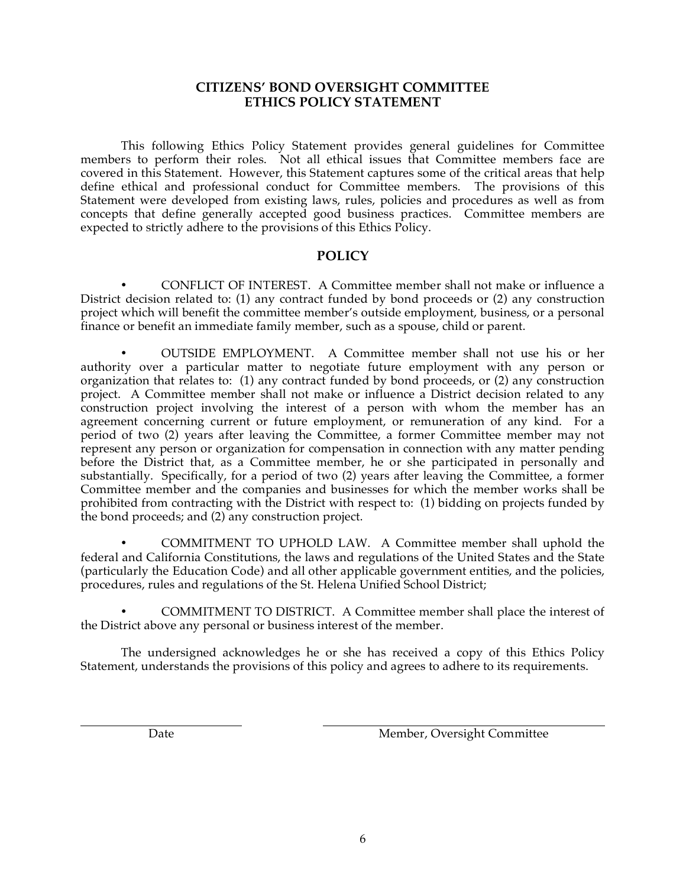## CITIZENS' BOND OVERSIGHT COMMITTEE
## ETHICS POLICY STATEMENT

This following Ethics Policy Statement provides general guidelines for Committee members to perform their roles. Not all ethical issues that Committee members face are covered in this Statement. However, this Statement captures some of the critical areas that help define ethical and professional conduct for Committee members. The provisions of this Statement were developed from existing laws, rules, policies and procedures as well as from concepts that define generally accepted good business practices. Committee members are expected to strictly adhere to the provisions of this Ethics Policy.

## POLICY

- CONFLICT OF INTEREST. A Committee member shall not make or influence a District decision related to: (1) any contract funded by bond proceeds or (2) any construction project which will benefit the committee member's outside employment, business, or a personal finance or benefit an immediate family member, such as a spouse, child or parent.

- OUTSIDE EMPLOYMENT. A Committee member shall not use his or her authority over a particular matter to negotiate future employment with any person or organization that relates to: (1) any contract funded by bond proceeds, or (2) any construction project. A Committee member shall not make or influence a District decision related to any construction project involving the interest of a person with whom the member has an agreement concerning current or future employment, or remuneration of any kind. For a period of two (2) years after leaving the Committee, a former Committee member may not represent any person or organization for compensation in connection with any matter pending before the District that, as a Committee member, he or she participated in personally and substantially. Specifically, for a period of two (2) years after leaving the Committee, a former Committee member and the companies and businesses for which the member works shall be prohibited from contracting with the District with respect to: (1) bidding on projects funded by the bond proceeds; and (2) any construction project.

- COMMITMENT TO UPHOLD LAW. A Committee member shall uphold the federal and California Constitutions, the laws and regulations of the United States and the State (particularly the Education Code) and all other applicable government entities, and the policies, procedures, rules and regulations of the St. Helena Unified School District;

- COMMITMENT TO DISTRICT. A Committee member shall place the interest of the District above any personal or business interest of the member.

The undersigned acknowledges he or she has received a copy of this Ethics Policy Statement, understands the provisions of this policy and agrees to adhere to its requirements.

\_\_\_\_\_\_\_\_\_\_\_\_\_\_\_\_\_\_\_\_\_\_\_\_\_\_\_\_ \_\_\_\_\_\_\_\_\_\_\_\_\_\_\_\_\_\_\_\_\_\_\_\_\_\_\_\_\_\_\_\_\_\_\_\_\_\_\_\_\_\_\_\_\_\_

Date Member, Oversight Committee